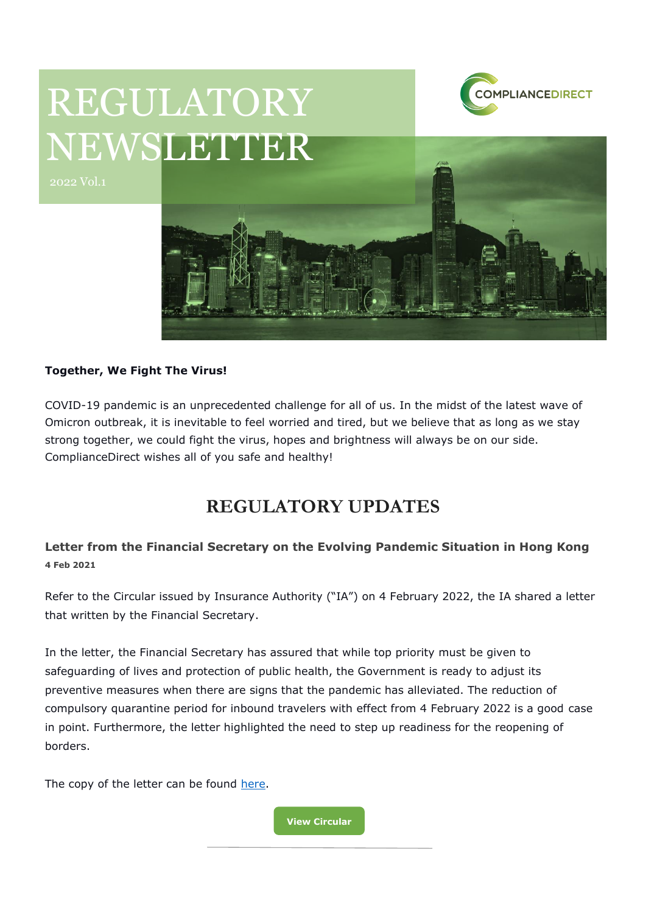# REGULATORY NEWSLETTER

2022 Vol.1

COMPLIANCEDIRECT

**Together, We Fight The Virus!**

COVID-19 pandemic is an unprecedented challenge for all of us. In the midst of the latest wave of Omicron outbreak, it is inevitable to feel worried and tired, but we believe that as long as we stay strong together, we could fight the virus, hopes and brightness will always be on our side. ComplianceDirect wishes all of you safe and healthy!

## REGULATORY UPDATES

### Letter from the Financial Secretary on the Evolving Pandemic Situation in Hong Kong

**4 Feb 2021**

Refer to the Circular issued by Insurance Authority ("IA") on 4 February 2022, the IA shared a letter that written by the Financial Secretary.

In the letter, the Financial Secretary has assured that while top priority must be given to safeguarding of lives and protection of public health, the Government is ready to adjust its preventive measures when there are signs that the pandemic has alleviated. The reduction of compulsory quarantine period for inbound travelers with effect from 4 February 2022 is a good case in point. Furthermore, the letter highlighted the need to step up readiness for the reopening of borders.

The copy of the letter can be found here.

**View Circular**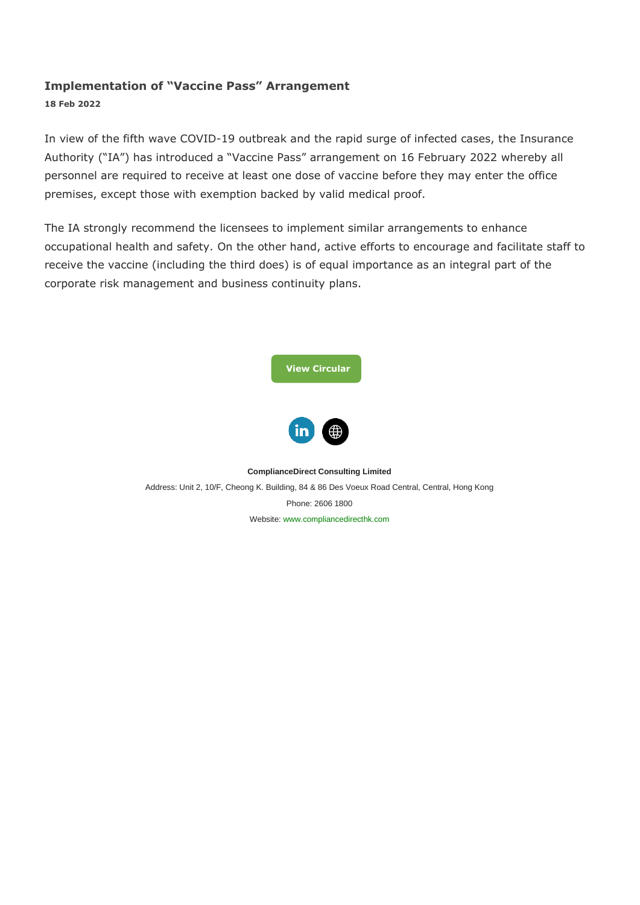### Implementation of "Vaccine Pass" Arrangement

**18 Feb 2022**

In view of the fifth wave COVID-19 outbreak and the rapid surge of infected cases, the Insurance Authority ("IA") has introduced a "Vaccine Pass" arrangement on 16 February 2022 whereby all personnel are required to receive at least one dose of vaccine before they may enter the office premises, except those with exemption backed by valid medical proof.

The IA strongly recommend the licensees to implement similar arrangements to enhance occupational health and safety. On the other hand, active efforts to encourage and facilitate staff to receive the vaccine (including the third does) is of equal importance as an integral part of the corporate risk management and business continuity plans.

View Circular

**ComplianceDirect Consulting Limited**

Address: Unit 2, 10/F, Cheong K. Building, 84 & 86 Des Voeux Road Central, Central, Hong Kong

Phone: 2606 1800

Website: www.compliancedirecthk.com